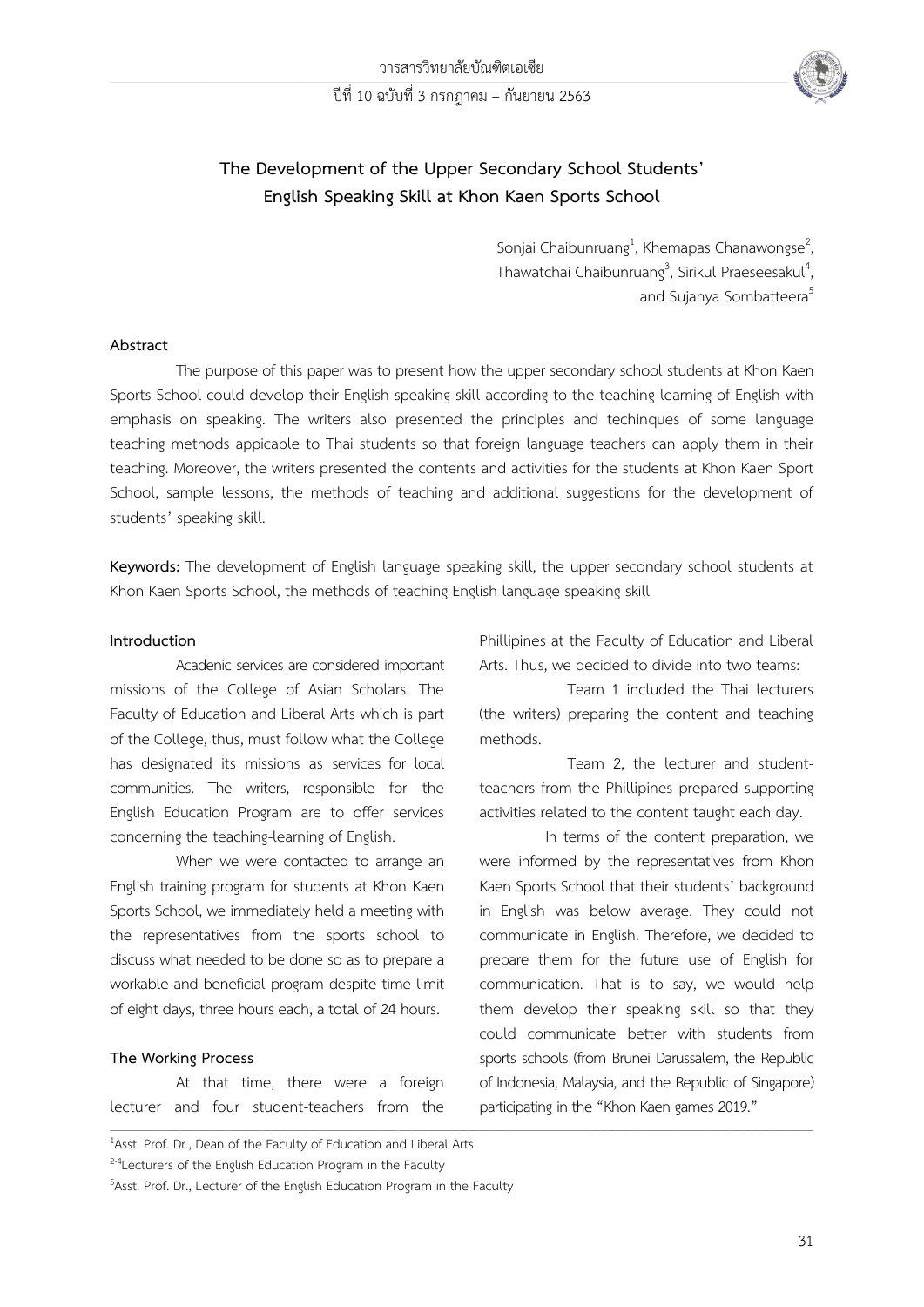# The Development of the Upper Secondary School Students' English Speaking Skill at Khon Kaen Sports School

Sonjai Chaibunruang[1], Khemapas Chanawongse[2], Thawatchai Chaibunruang[3], Sirikul Praeseesakul[4], and Sujanya Sombatteera[5]

## Abstract

The purpose of this paper was to present how the upper secondary school students at Khon Kaen Sports School could develop their English speaking skill according to the teaching-learning of English with emphasis on speaking. The writers also presented the principles and techinques of some language teaching methods appicable to Thai students so that foreign language teachers can apply them in their teaching. Moreover, the writers presented the contents and activities for the students at Khon Kaen Sport School, sample lessons, the methods of teaching and additional suggestions for the development of students' speaking skill.

**Keywords:** The development of English language speaking skill, the upper secondary school students at Khon Kaen Sports School, the methods of teaching English language speaking skill

## Introduction

Acadenic services are considered important missions of the College of Asian Scholars. The Faculty of Education and Liberal Arts which is part of the College, thus, must follow what the College has designated its missions as services for local communities. The writers, responsible for the English Education Program are to offer services concerning the teaching-learning of English.

When we were contacted to arrange an English training program for students at Khon Kaen Sports School, we immediately held a meeting with the representatives from the sports school to discuss what needed to be done so as to prepare a workable and beneficial program despite time limit of eight days, three hours each, a total of 24 hours.

## The Working Process

At that time, there were a foreign lecturer and four student-teachers from the Phillipines at the Faculty of Education and Liberal Arts. Thus, we decided to divide into two teams:

Team 1 included the Thai lecturers (the writers) preparing the content and teaching methods.

Team 2, the lecturer and student-teachers from the Phillipines prepared supporting activities related to the content taught each day.

In terms of the content preparation, we were informed by the representatives from Khon Kaen Sports School that their students' background in English was below average. They could not communicate in English. Therefore, we decided to prepare them for the future use of English for communication. That is to say, we would help them develop their speaking skill so that they could communicate better with students from sports schools (from Brunei Darussalem, the Republic of Indonesia, Malaysia, and the Republic of Singapore) participating in the "Khon Kaen games 2019."

---

[1]Asst. Prof. Dr., Dean of the Faculty of Education and Liberal Arts

[2-4]Lecturers of the English Education Program in the Faculty

[5]Asst. Prof. Dr., Lecturer of the English Education Program in the Faculty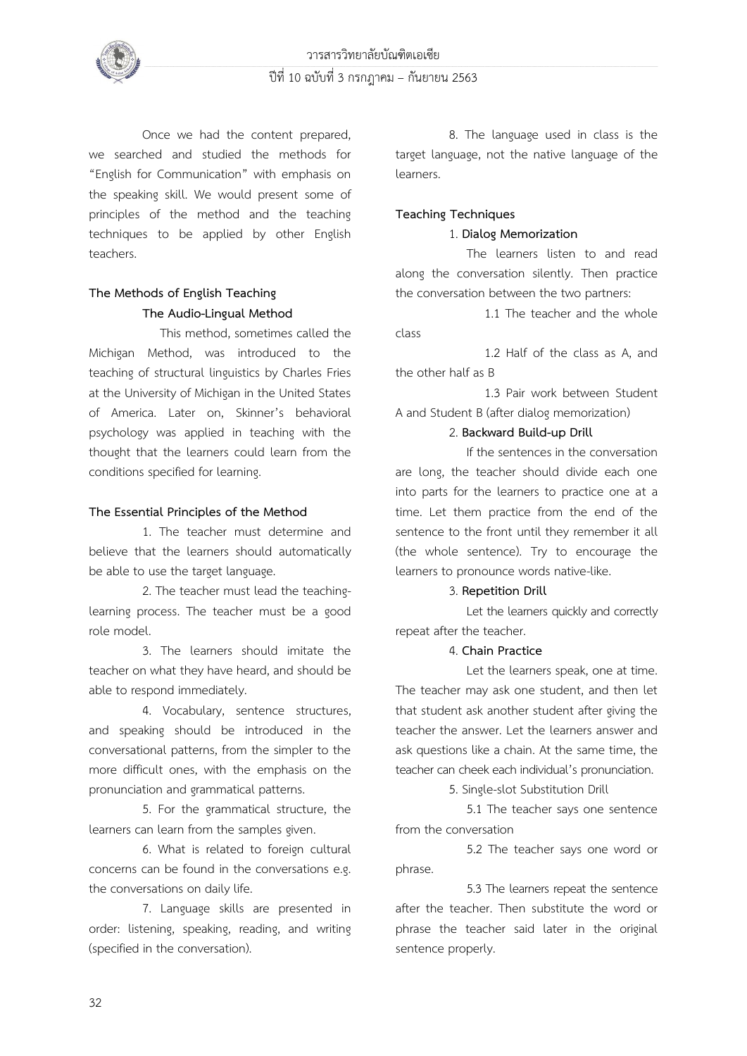Once we had the content prepared, we searched and studied the methods for "English for Communication" with emphasis on the speaking skill. We would present some of principles of the method and the teaching techniques to be applied by other English teachers.

**The Methods of English Teaching**

**The Audio-Lingual Method**

This method, sometimes called the Michigan Method, was introduced to the teaching of structural linguistics by Charles Fries at the University of Michigan in the United States of America. Later on, Skinner's behavioral psychology was applied in teaching with the thought that the learners could learn from the conditions specified for learning.

**The Essential Principles of the Method**

1. The teacher must determine and believe that the learners should automatically be able to use the target language.

2. The teacher must lead the teaching-learning process. The teacher must be a good role model.

3. The learners should imitate the teacher on what they have heard, and should be able to respond immediately.

4. Vocabulary, sentence structures, and speaking should be introduced in the conversational patterns, from the simpler to the more difficult ones, with the emphasis on the pronunciation and grammatical patterns.

5. For the grammatical structure, the learners can learn from the samples given.

6. What is related to foreign cultural concerns can be found in the conversations e.g. the conversations on daily life.

7. Language skills are presented in order: listening, speaking, reading, and writing (specified in the conversation).

8. The language used in class is the target language, not the native language of the learners.

**Teaching Techniques**

1. **Dialog Memorization**

The learners listen to and read along the conversation silently. Then practice the conversation between the two partners:

1.1 The teacher and the whole class

1.2 Half of the class as A, and the other half as B

1.3 Pair work between Student A and Student B (after dialog memorization)

2. **Backward Build-up Drill**

If the sentences in the conversation are long, the teacher should divide each one into parts for the learners to practice one at a time. Let them practice from the end of the sentence to the front until they remember it all (the whole sentence). Try to encourage the learners to pronounce words native-like.

3. **Repetition Drill**

Let the learners quickly and correctly repeat after the teacher.

4. **Chain Practice**

Let the learners speak, one at time. The teacher may ask one student, and then let that student ask another student after giving the teacher the answer. Let the learners answer and ask questions like a chain. At the same time, the teacher can cheek each individual's pronunciation.

5. Single-slot Substitution Drill

5.1 The teacher says one sentence from the conversation

5.2 The teacher says one word or phrase.

5.3 The learners repeat the sentence after the teacher. Then substitute the word or phrase the teacher said later in the original sentence properly.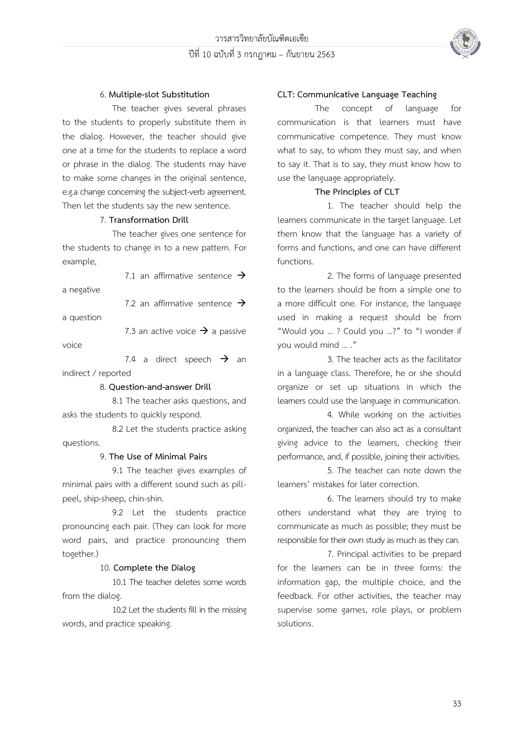6. **Multiple-slot Substitution**

The teacher gives several phrases to the students to properly substitute them in the dialog. However, the teacher should give one at a time for the students to replace a word or phrase in the dialog. The students may have to make some changes in the original sentence, e.g.a change concerning the subject-verb agreement. Then let the students say the new sentence.

7. **Transformation Drill**

The teacher gives one sentence for the students to change in to a new pattern. For example,

7.1 an affirmative sentence → a negative

7.2 an affirmative sentence → a question

7.3 an active voice → a passive voice

7.4 a direct speech → an indirect / reported

8. **Question-and-answer Drill**

8.1 The teacher asks questions, and asks the students to quickly respond.

8.2 Let the students practice asking questions.

9. **The Use of Minimal Pairs**

9.1 The teacher gives examples of minimal pairs with a different sound such as pill-peel, ship-sheep, chin-shin.

9.2 Let the students practice pronouncing each pair. (They can look for more word pairs, and practice pronouncing them together.)

10. **Complete the Dialog**

10.1 The teacher deletes some words from the dialog.

10.2 Let the students fill in the missing words, and practice speaking.

**CLT: Communicative Language Teaching**

The concept of language for communication is that learners must have communicative competence. They must know what to say, to whom they must say, and when to say it. That is to say, they must know how to use the language appropriately.

**The Principles of CLT**

1. The teacher should help the learners communicate in the target language. Let them know that the language has a variety of forms and functions, and one can have different functions.

2. The forms of language presented to the learners should be from a simple one to a more difficult one. For instance, the language used in making a request should be from "Would you ... ? Could you ...?" to "I wonder if you would mind ... ."

3. The teacher acts as the facilitator in a language class. Therefore, he or she should organize or set up situations in which the learners could use the language in communication.

4. While working on the activities organized, the teacher can also act as a consultant giving advice to the learners, checking their performance, and, if possible, joining their activities.

5. The teacher can note down the learners' mistakes for later correction.

6. The learners should try to make others understand what they are trying to communicate as much as possible; they must be responsible for their own study as much as they can.

7. Principal activities to be prepard for the learners can be in three forms: the information gap, the multiple choice, and the feedback. For other activities, the teacher may supervise some games, role plays, or problem solutions.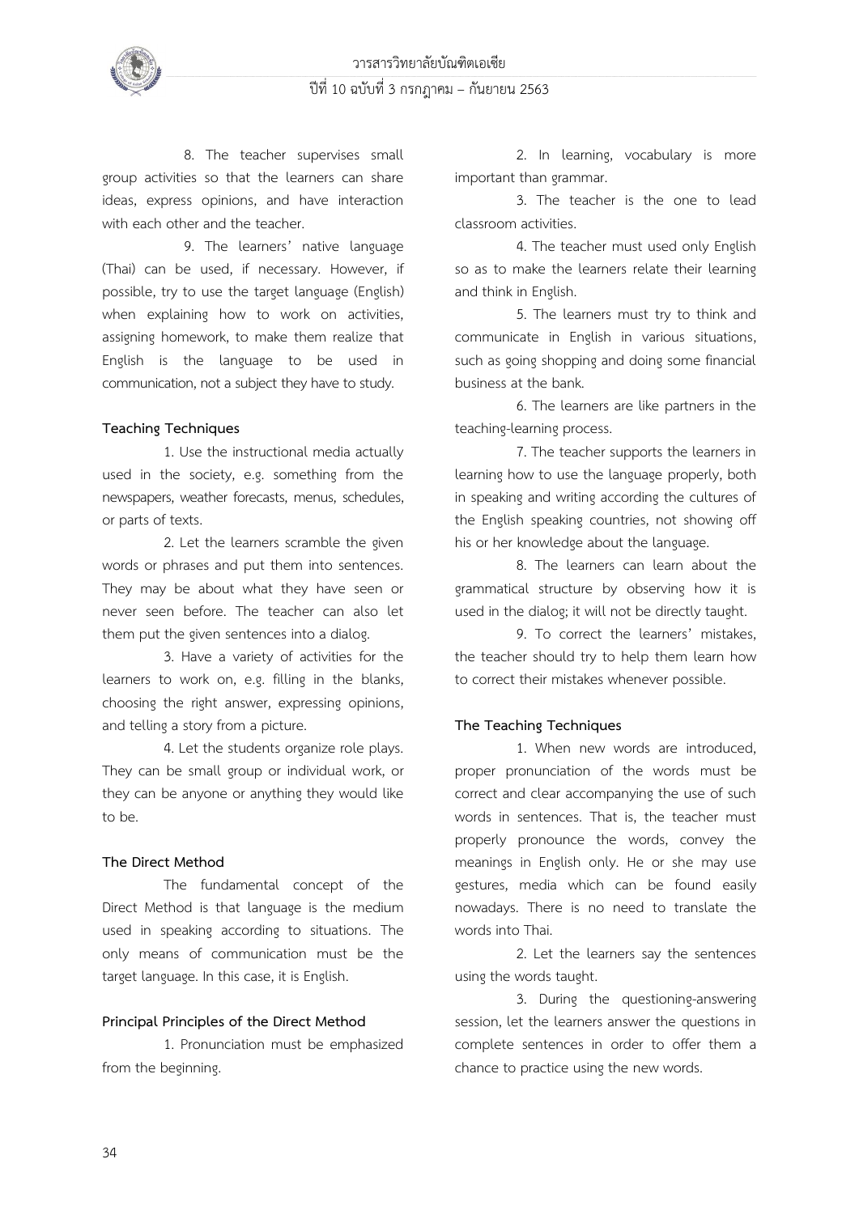8. The teacher supervises small group activities so that the learners can share ideas, express opinions, and have interaction with each other and the teacher.

9. The learners' native language (Thai) can be used, if necessary. However, if possible, try to use the target language (English) when explaining how to work on activities, assigning homework, to make them realize that English is the language to be used in communication, not a subject they have to study.

**Teaching Techniques**

1. Use the instructional media actually used in the society, e.g. something from the newspapers, weather forecasts, menus, schedules, or parts of texts.

2. Let the learners scramble the given words or phrases and put them into sentences. They may be about what they have seen or never seen before. The teacher can also let them put the given sentences into a dialog.

3. Have a variety of activities for the learners to work on, e.g. filling in the blanks, choosing the right answer, expressing opinions, and telling a story from a picture.

4. Let the students organize role plays. They can be small group or individual work, or they can be anyone or anything they would like to be.

**The Direct Method**

The fundamental concept of the Direct Method is that language is the medium used in speaking according to situations. The only means of communication must be the target language. In this case, it is English.

**Principal Principles of the Direct Method**

1. Pronunciation must be emphasized from the beginning.

2. In learning, vocabulary is more important than grammar.

3. The teacher is the one to lead classroom activities.

4. The teacher must used only English so as to make the learners relate their learning and think in English.

5. The learners must try to think and communicate in English in various situations, such as going shopping and doing some financial business at the bank.

6. The learners are like partners in the teaching-learning process.

7. The teacher supports the learners in learning how to use the language properly, both in speaking and writing according the cultures of the English speaking countries, not showing off his or her knowledge about the language.

8. The learners can learn about the grammatical structure by observing how it is used in the dialog; it will not be directly taught.

9. To correct the learners' mistakes, the teacher should try to help them learn how to correct their mistakes whenever possible.

**The Teaching Techniques**

1. When new words are introduced, proper pronunciation of the words must be correct and clear accompanying the use of such words in sentences. That is, the teacher must properly pronounce the words, convey the meanings in English only. He or she may use gestures, media which can be found easily nowadays. There is no need to translate the words into Thai.

2. Let the learners say the sentences using the words taught.

3. During the questioning-answering session, let the learners answer the questions in complete sentences in order to offer them a chance to practice using the new words.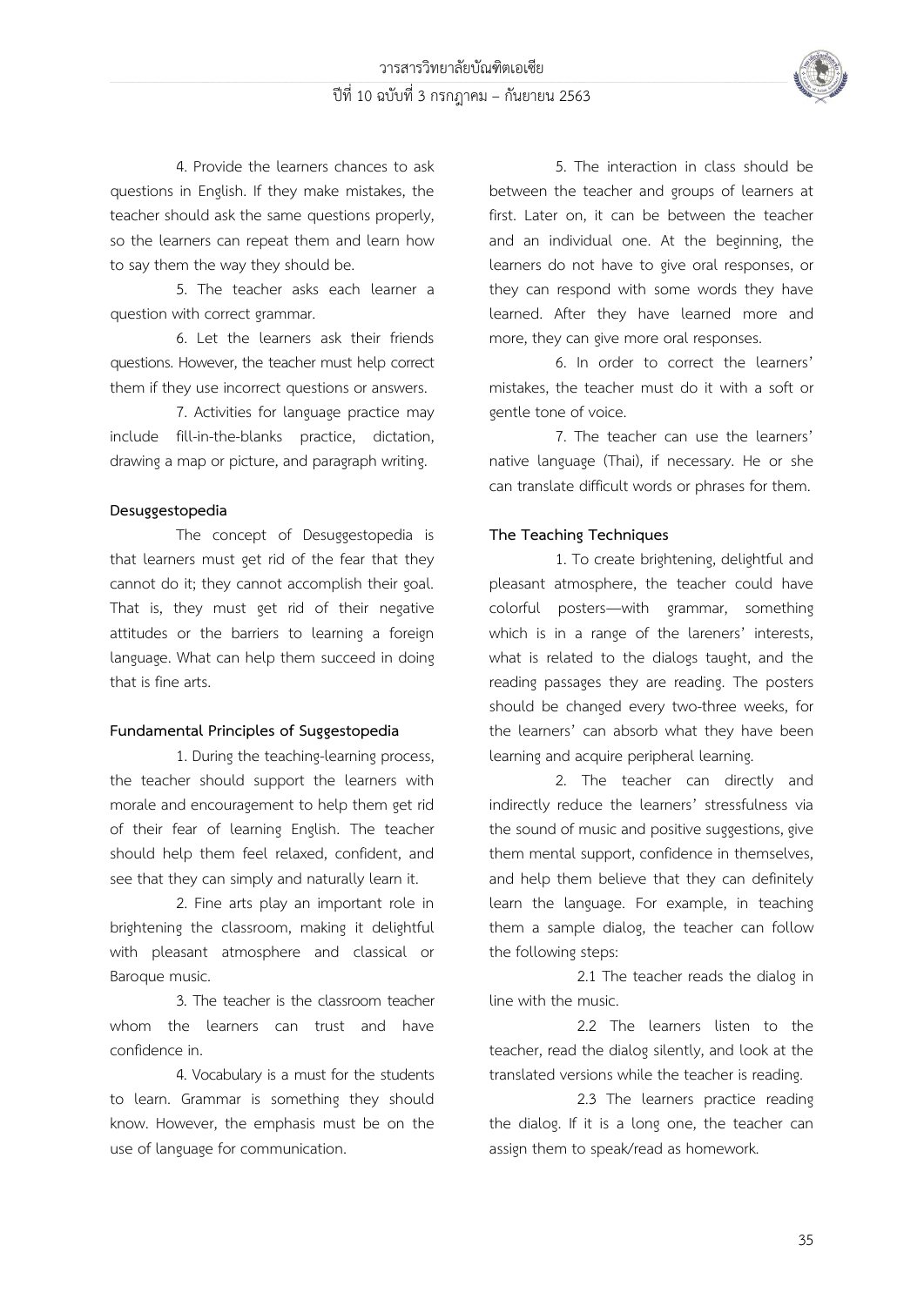4. Provide the learners chances to ask questions in English. If they make mistakes, the teacher should ask the same questions properly, so the learners can repeat them and learn how to say them the way they should be.

5. The teacher asks each learner a question with correct grammar.

6. Let the learners ask their friends questions. However, the teacher must help correct them if they use incorrect questions or answers.

7. Activities for language practice may include fill-in-the-blanks practice, dictation, drawing a map or picture, and paragraph writing.

**Desuggestopedia**

The concept of Desuggestopedia is that learners must get rid of the fear that they cannot do it; they cannot accomplish their goal. That is, they must get rid of their negative attitudes or the barriers to learning a foreign language. What can help them succeed in doing that is fine arts.

**Fundamental Principles of Suggestopedia**

1. During the teaching-learning process, the teacher should support the learners with morale and encouragement to help them get rid of their fear of learning English. The teacher should help them feel relaxed, confident, and see that they can simply and naturally learn it.

2. Fine arts play an important role in brightening the classroom, making it delightful with pleasant atmosphere and classical or Baroque music.

3. The teacher is the classroom teacher whom the learners can trust and have confidence in.

4. Vocabulary is a must for the students to learn. Grammar is something they should know. However, the emphasis must be on the use of language for communication.

5. The interaction in class should be between the teacher and groups of learners at first. Later on, it can be between the teacher and an individual one. At the beginning, the learners do not have to give oral responses, or they can respond with some words they have learned. After they have learned more and more, they can give more oral responses.

6. In order to correct the learners' mistakes, the teacher must do it with a soft or gentle tone of voice.

7. The teacher can use the learners' native language (Thai), if necessary. He or she can translate difficult words or phrases for them.

**The Teaching Techniques**

1. To create brightening, delightful and pleasant atmosphere, the teacher could have colorful posters—with grammar, something which is in a range of the lareners' interests, what is related to the dialogs taught, and the reading passages they are reading. The posters should be changed every two-three weeks, for the learners' can absorb what they have been learning and acquire peripheral learning.

2. The teacher can directly and indirectly reduce the learners' stressfulness via the sound of music and positive suggestions, give them mental support, confidence in themselves, and help them believe that they can definitely learn the language. For example, in teaching them a sample dialog, the teacher can follow the following steps:

2.1 The teacher reads the dialog in line with the music.

2.2 The learners listen to the teacher, read the dialog silently, and look at the translated versions while the teacher is reading.

2.3 The learners practice reading the dialog. If it is a long one, the teacher can assign them to speak/read as homework.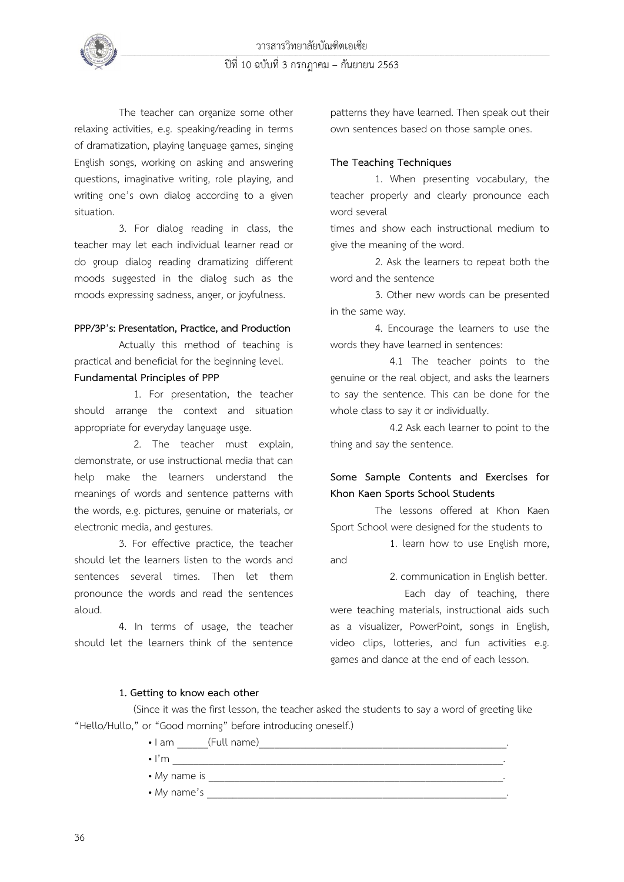The teacher can organize some other relaxing activities, e.g. speaking/reading in terms of dramatization, playing language games, singing English songs, working on asking and answering questions, imaginative writing, role playing, and writing one's own dialog according to a given situation.

3. For dialog reading in class, the teacher may let each individual learner read or do group dialog reading dramatizing different moods suggested in the dialog such as the moods expressing sadness, anger, or joyfulness.

**PPP/3P's: Presentation, Practice, and Production**

Actually this method of teaching is practical and beneficial for the beginning level.

**Fundamental Principles of PPP**

1. For presentation, the teacher should arrange the context and situation appropriate for everyday language usge.

2. The teacher must explain, demonstrate, or use instructional media that can help make the learners understand the meanings of words and sentence patterns with the words, e.g. pictures, genuine or materials, or electronic media, and gestures.

3. For effective practice, the teacher should let the learners listen to the words and sentences several times. Then let them pronounce the words and read the sentences aloud.

4. In terms of usage, the teacher should let the learners think of the sentence patterns they have learned. Then speak out their own sentences based on those sample ones.

**The Teaching Techniques**

1. When presenting vocabulary, the teacher properly and clearly pronounce each word several times and show each instructional medium to give the meaning of the word.

2. Ask the learners to repeat both the word and the sentence

3. Other new words can be presented in the same way.

4. Encourage the learners to use the words they have learned in sentences:

4.1 The teacher points to the genuine or the real object, and asks the learners to say the sentence. This can be done for the whole class to say it or individually.

4.2 Ask each learner to point to the thing and say the sentence.

**Some Sample Contents and Exercises for Khon Kaen Sports School Students**

The lessons offered at Khon Kaen Sport School were designed for the students to

1. learn how to use English more, and

2. communication in English better.

Each day of teaching, there were teaching materials, instructional aids such as a visualizer, PowerPoint, songs in English, video clips, lotteries, and fun activities e.g. games and dance at the end of each lesson.

**1. Getting to know each other**

(Since it was the first lesson, the teacher asked the students to say a word of greeting like "Hello/Hullo," or "Good morning" before introducing oneself.)

- I am ______(Full name)__________________________________________________.
- I'm _______________________________________________________________.
- My name is _________________________________________________________.
- My name's __________________________________________________________.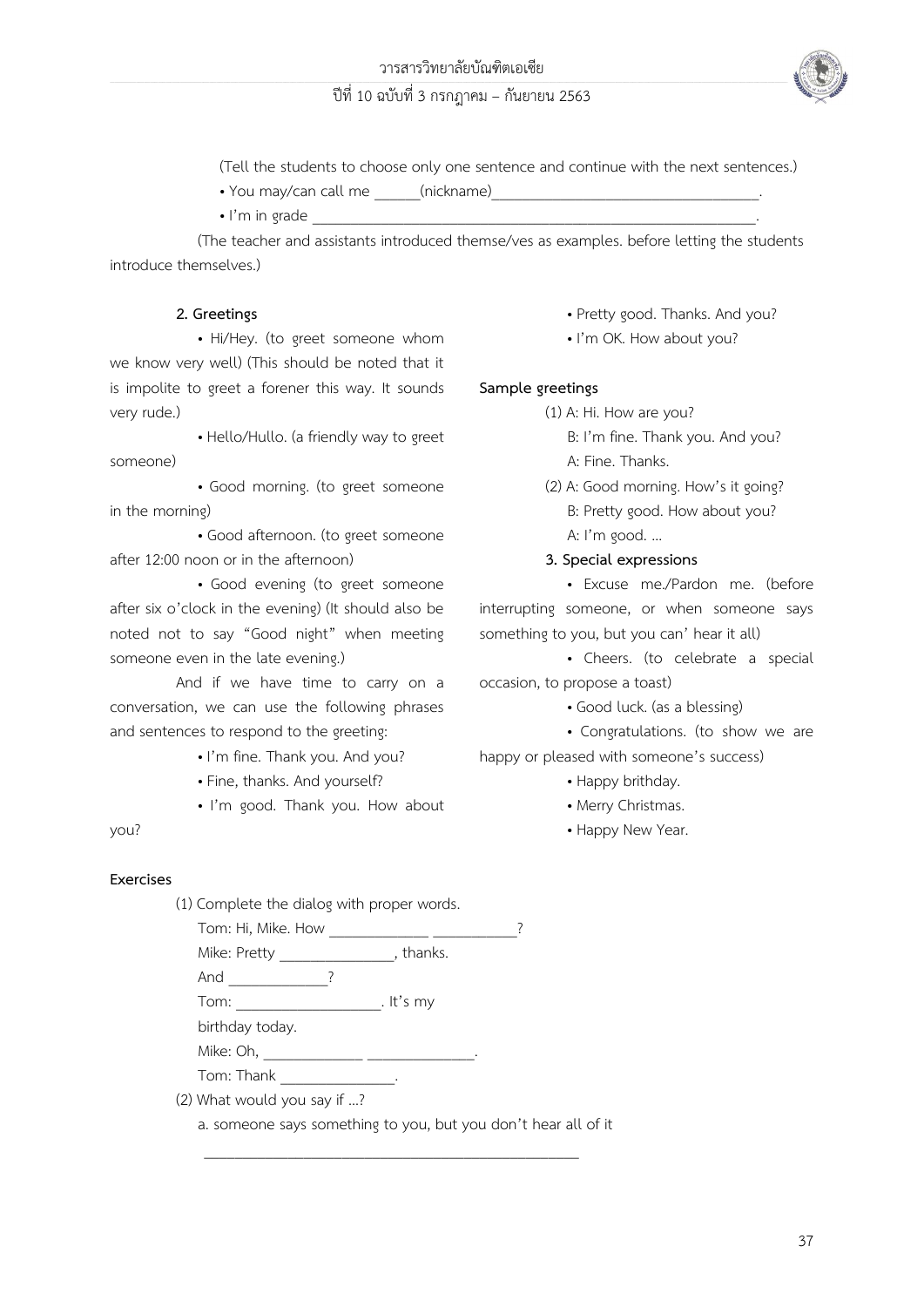(Tell the students to choose only one sentence and continue with the next sentences.)

• You may/can call me ______(nickname)____________________________________.

• I'm in grade ____________________________________________________________.

(The teacher and assistants introduced themse/ves as examples. before letting the students introduce themselves.)

**2. Greetings**

• Hi/Hey. (to greet someone whom we know very well) (This should be noted that it is impolite to greet a forener this way. It sounds very rude.)

• Hello/Hullo. (a friendly way to greet someone)

• Good morning. (to greet someone in the morning)

• Good afternoon. (to greet someone after 12:00 noon or in the afternoon)

• Good evening (to greet someone after six o'clock in the evening) (It should also be noted not to say "Good night" when meeting someone even in the late evening.)

And if we have time to carry on a conversation, we can use the following phrases and sentences to respond to the greeting:

• I'm fine. Thank you. And you?

• Fine, thanks. And yourself?

• I'm good. Thank you. How about you?

• Pretty good. Thanks. And you?

• I'm OK. How about you?

**Sample greetings**

(1) A: Hi. How are you?
B: I'm fine. Thank you. And you?
A: Fine. Thanks.

(2) A: Good morning. How's it going?
B: Pretty good. How about you?
A: I'm good. ...

**3. Special expressions**

• Excuse me./Pardon me. (before interrupting someone, or when someone says something to you, but you can' hear it all)

• Cheers. (to celebrate a special occasion, to propose a toast)

• Good luck. (as a blessing)

• Congratulations. (to show we are happy or pleased with someone's success)

• Happy brithday.

• Merry Christmas.

• Happy New Year.

**Exercises**

(1) Complete the dialog with proper words.

Tom: Hi, Mike. How _____________ ___________?

Mike: Pretty _______________, thanks.

And _____________?

Tom: ___________________. It's my birthday today.

Mike: Oh, _____________ ______________.

Tom: Thank _______________.

(2) What would you say if ...?

a. someone says something to you, but you don't hear all of it

_____________________________________________________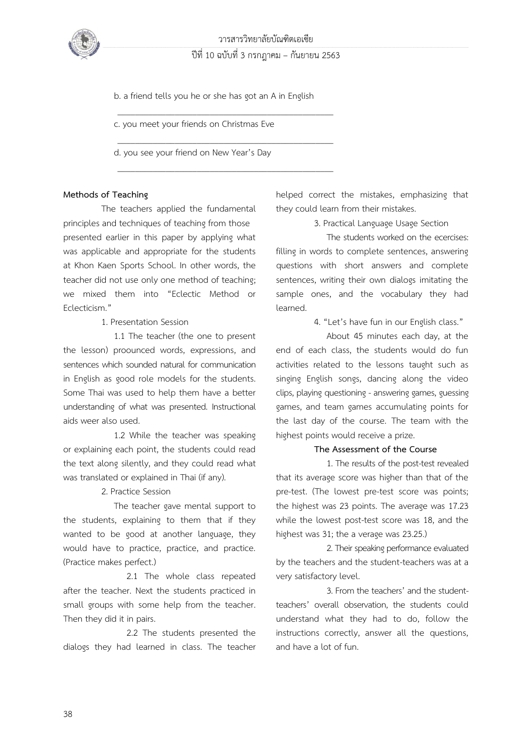b. a friend tells you he or she has got an A in English

\_\_\_\_\_\_\_\_\_\_\_\_\_\_\_\_\_\_\_\_\_\_\_\_\_\_\_\_\_\_\_\_\_\_\_\_\_\_\_\_\_\_\_\_

c. you meet your friends on Christmas Eve

\_\_\_\_\_\_\_\_\_\_\_\_\_\_\_\_\_\_\_\_\_\_\_\_\_\_\_\_\_\_\_\_\_\_\_\_\_\_\_\_\_\_\_\_

d. you see your friend on New Year's Day

\_\_\_\_\_\_\_\_\_\_\_\_\_\_\_\_\_\_\_\_\_\_\_\_\_\_\_\_\_\_\_\_\_\_\_\_\_\_\_\_\_\_\_\_

**Methods of Teaching**

The teachers applied the fundamental principles and techniques of teaching from those presented earlier in this paper by applying what was applicable and appropriate for the students at Khon Kaen Sports School. In other words, the teacher did not use only one method of teaching; we mixed them into "Eclectic Method or Eclecticism."

1. Presentation Session

1.1 The teacher (the one to present the lesson) proounced words, expressions, and sentences which sounded natural for communication in English as good role models for the students. Some Thai was used to help them have a better understanding of what was presented. Instructional aids weer also used.

1.2 While the teacher was speaking or explaining each point, the students could read the text along silently, and they could read what was translated or explained in Thai (if any).

2. Practice Session

The teacher gave mental support to the students, explaining to them that if they wanted to be good at another language, they would have to practice, practice, and practice. (Practice makes perfect.)

2.1 The whole class repeated after the teacher. Next the students practiced in small groups with some help from the teacher. Then they did it in pairs.

2.2 The students presented the dialogs they had learned in class. The teacher helped correct the mistakes, emphasizing that they could learn from their mistakes.

3. Practical Language Usage Section

The students worked on the ecercises: filling in words to complete sentences, answering questions with short answers and complete sentences, writing their own dialogs imitating the sample ones, and the vocabulary they had learned.

4. "Let's have fun in our English class."

About 45 minutes each day, at the end of each class, the students would do fun activities related to the lessons taught such as singing English songs, dancing along the video clips, playing questioning - answering games, guessing games, and team games accumulating points for the last day of the course. The team with the highest points would receive a prize.

**The Assessment of the Course**

1. The results of the post-test revealed that its average score was higher than that of the pre-test. (The lowest pre-test score was points; the highest was 23 points. The average was 17.23 while the lowest post-test score was 18, and the highest was 31; the a verage was 23.25.)

2. Their speaking performance evaluated by the teachers and the student-teachers was at a very satisfactory level.

3. From the teachers' and the student-teachers' overall observation, the students could understand what they had to do, follow the instructions correctly, answer all the questions, and have a lot of fun.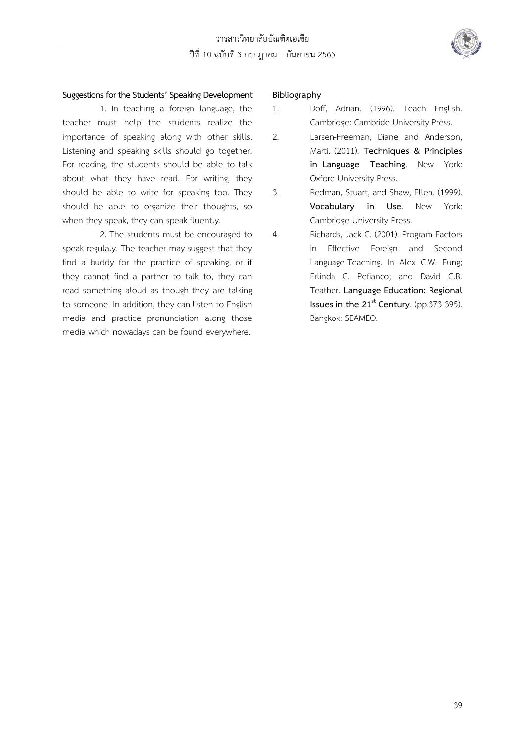### Suggestions for the Students' Speaking Development

1. In teaching a foreign language, the teacher must help the students realize the importance of speaking along with other skills. Listening and speaking skills should go together. For reading, the students should be able to talk about what they have read. For writing, they should be able to write for speaking too. They should be able to organize their thoughts, so when they speak, they can speak fluently.

2. The students must be encouraged to speak regulaly. The teacher may suggest that they find a buddy for the practice of speaking, or if they cannot find a partner to talk to, they can read something aloud as though they are talking to someone. In addition, they can listen to English media and practice pronunciation along those media which nowadays can be found everywhere.

### Bibliography

1. Doff, Adrian. (1996). Teach English. Cambridge: Cambride University Press.
2. Larsen-Freeman, Diane and Anderson, Marti. (2011). **Techniques & Principles in Language Teaching**. New York: Oxford University Press.
3. Redman, Stuart, and Shaw, Ellen. (1999). **Vocabulary in Use**. New York: Cambridge University Press.
4. Richards, Jack C. (2001). Program Factors in Effective Foreign and Second Language Teaching. In Alex C.W. Fung; Erlinda C. Pefianco; and David C.B. Teather. **Language Education: Regional Issues in the 21st Century**. (pp.373-395). Bangkok: SEAMEO.